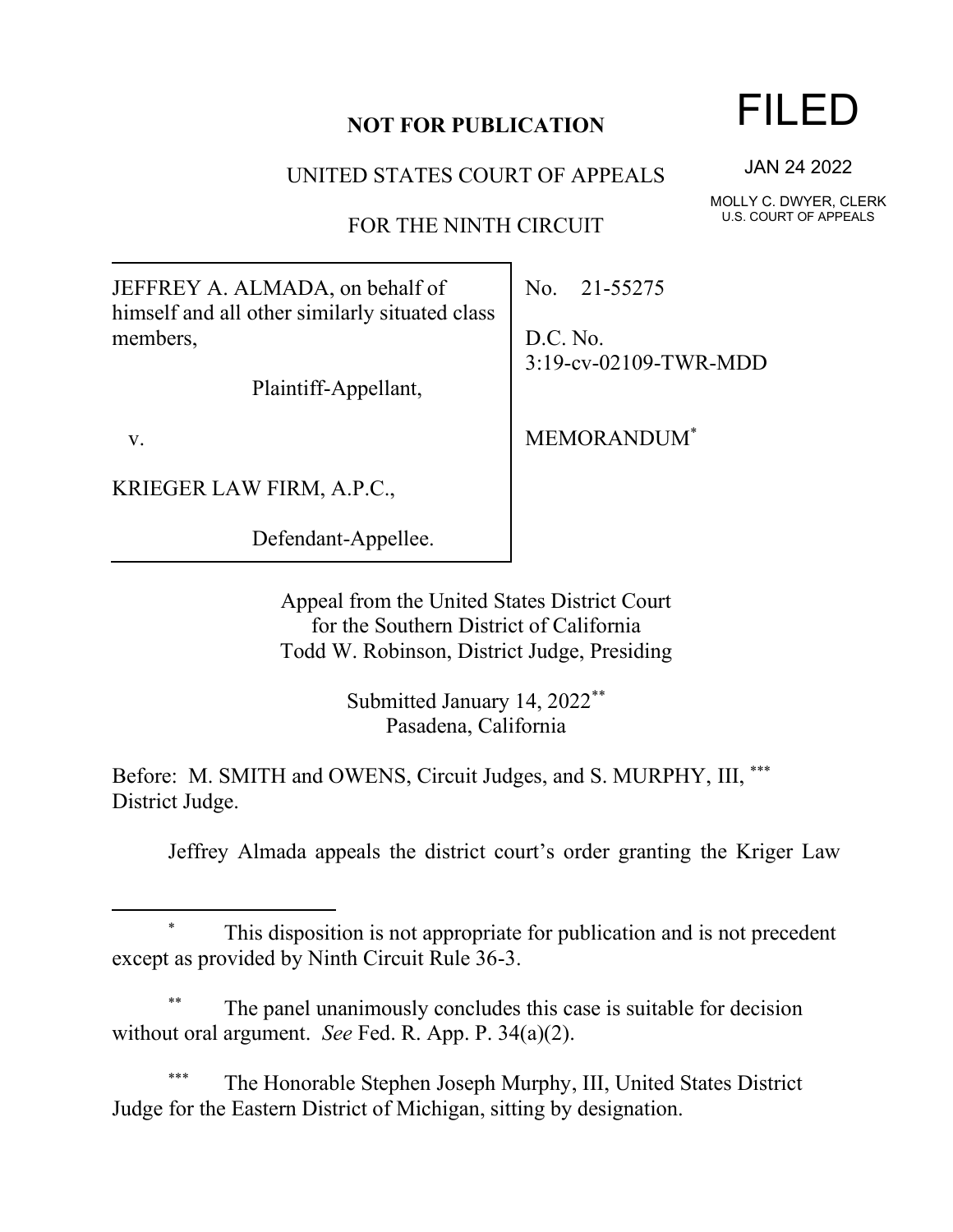**NOT FOR PUBLICATION**

FILED

JAN 24 2022

MOLLY C. DWYER, CLERK
U.S. COURT OF APPEALS

UNITED STATES COURT OF APPEALS

FOR THE NINTH CIRCUIT

| | |
|---|---|
| JEFFREY A. ALMADA, on behalf of himself and all other similarly situated class members,<br><br>Plaintiff-Appellant,<br><br>v.<br><br>KRIEGER LAW FIRM, A.P.C.,<br><br>Defendant-Appellee. | No. 21-55275<br><br>D.C. No. 3:19-cv-02109-TWR-MDD<br><br>MEMORANDUM* |

Appeal from the United States District Court
for the Southern District of California
Todd W. Robinson, District Judge, Presiding

Submitted January 14, 2022**
Pasadena, California

Before: M. SMITH and OWENS, Circuit Judges, and S. MURPHY, III, *** District Judge.

Jeffrey Almada appeals the district court's order granting the Kriger Law

---

\* This disposition is not appropriate for publication and is not precedent except as provided by Ninth Circuit Rule 36-3.

\** The panel unanimously concludes this case is suitable for decision without oral argument. *See* Fed. R. App. P. 34(a)(2).

\*** The Honorable Stephen Joseph Murphy, III, United States District Judge for the Eastern District of Michigan, sitting by designation.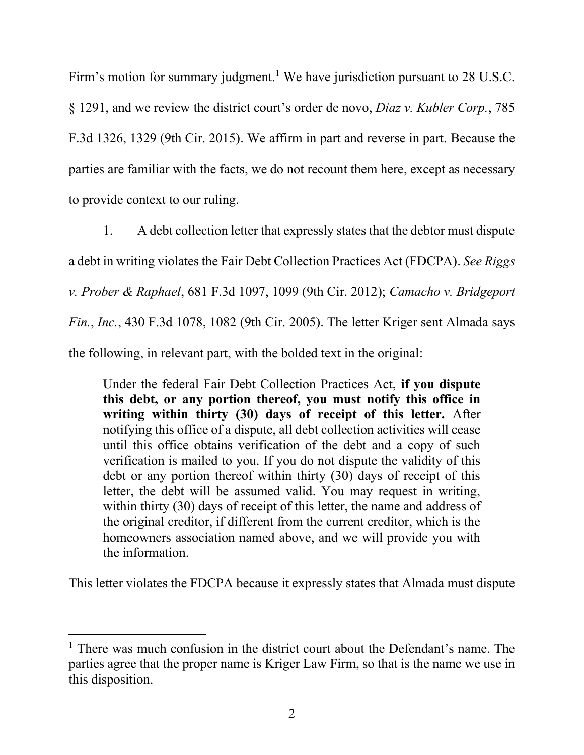Firm's motion for summary judgment.[1] We have jurisdiction pursuant to 28 U.S.C. § 1291, and we review the district court's order de novo, *Diaz v. Kubler Corp.*, 785 F.3d 1326, 1329 (9th Cir. 2015). We affirm in part and reverse in part. Because the parties are familiar with the facts, we do not recount them here, except as necessary to provide context to our ruling.

1. A debt collection letter that expressly states that the debtor must dispute a debt in writing violates the Fair Debt Collection Practices Act (FDCPA). *See Riggs v. Prober & Raphael*, 681 F.3d 1097, 1099 (9th Cir. 2012); *Camacho v. Bridgeport Fin., Inc.*, 430 F.3d 1078, 1082 (9th Cir. 2005). The letter Kriger sent Almada says the following, in relevant part, with the bolded text in the original:

> Under the federal Fair Debt Collection Practices Act, **if you dispute this debt, or any portion thereof, you must notify this office in writing within thirty (30) days of receipt of this letter.** After notifying this office of a dispute, all debt collection activities will cease until this office obtains verification of the debt and a copy of such verification is mailed to you. If you do not dispute the validity of this debt or any portion thereof within thirty (30) days of receipt of this letter, the debt will be assumed valid. You may request in writing, within thirty (30) days of receipt of this letter, the name and address of the original creditor, if different from the current creditor, which is the homeowners association named above, and we will provide you with the information.

This letter violates the FDCPA because it expressly states that Almada must dispute

---

[1] There was much confusion in the district court about the Defendant's name. The parties agree that the proper name is Kriger Law Firm, so that is the name we use in this disposition.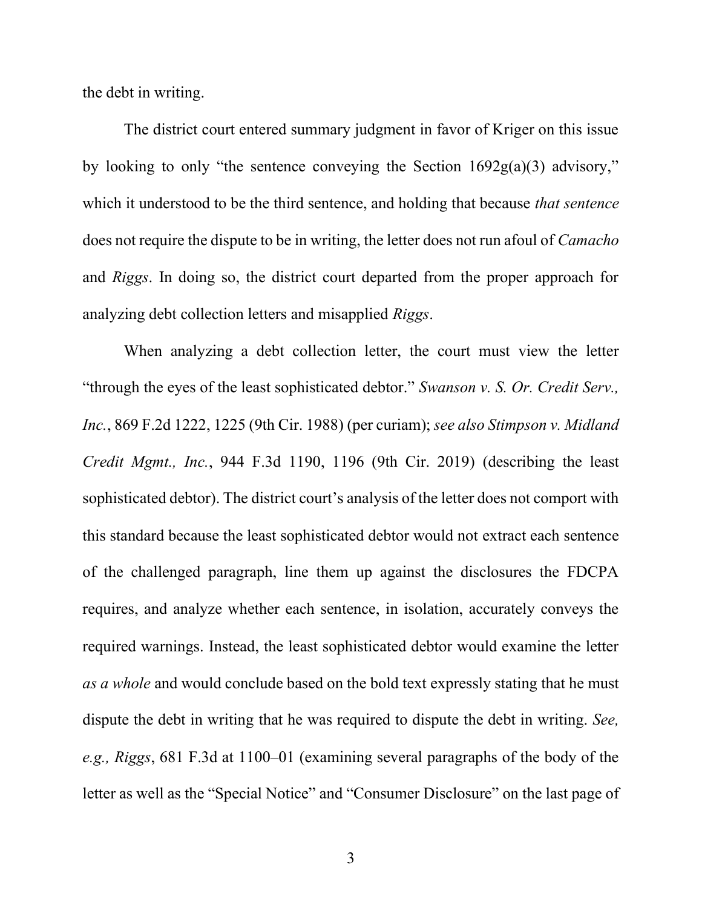the debt in writing.

The district court entered summary judgment in favor of Kriger on this issue by looking to only "the sentence conveying the Section 1692g(a)(3) advisory," which it understood to be the third sentence, and holding that because *that sentence* does not require the dispute to be in writing, the letter does not run afoul of *Camacho* and *Riggs*. In doing so, the district court departed from the proper approach for analyzing debt collection letters and misapplied *Riggs*.

When analyzing a debt collection letter, the court must view the letter "through the eyes of the least sophisticated debtor." *Swanson v. S. Or. Credit Serv., Inc.*, 869 F.2d 1222, 1225 (9th Cir. 1988) (per curiam); *see also Stimpson v. Midland Credit Mgmt., Inc.*, 944 F.3d 1190, 1196 (9th Cir. 2019) (describing the least sophisticated debtor). The district court's analysis of the letter does not comport with this standard because the least sophisticated debtor would not extract each sentence of the challenged paragraph, line them up against the disclosures the FDCPA requires, and analyze whether each sentence, in isolation, accurately conveys the required warnings. Instead, the least sophisticated debtor would examine the letter *as a whole* and would conclude based on the bold text expressly stating that he must dispute the debt in writing that he was required to dispute the debt in writing. *See, e.g., Riggs*, 681 F.3d at 1100–01 (examining several paragraphs of the body of the letter as well as the "Special Notice" and "Consumer Disclosure" on the last page of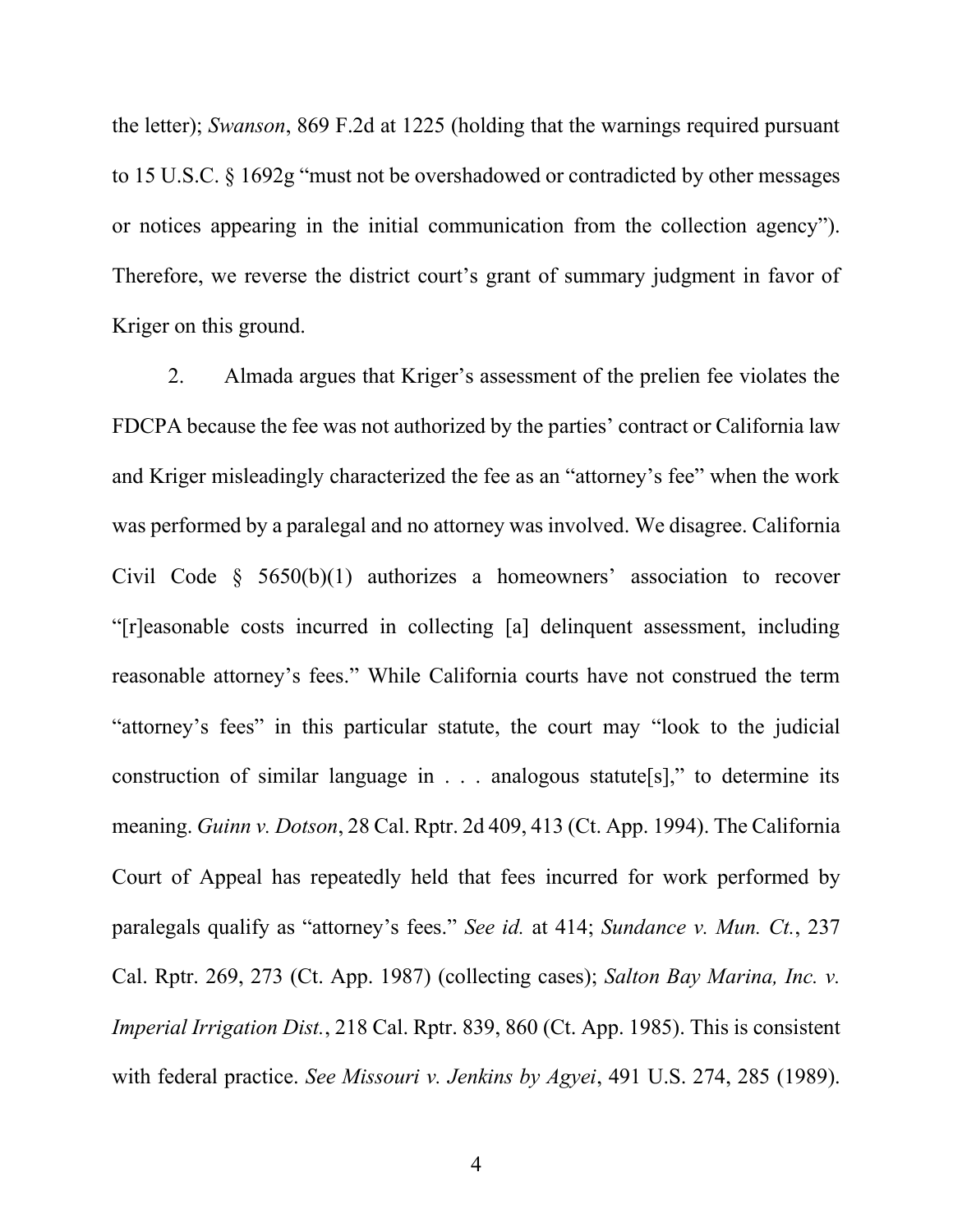the letter); *Swanson*, 869 F.2d at 1225 (holding that the warnings required pursuant to 15 U.S.C. § 1692g "must not be overshadowed or contradicted by other messages or notices appearing in the initial communication from the collection agency"). Therefore, we reverse the district court's grant of summary judgment in favor of Kriger on this ground.

2. Almada argues that Kriger's assessment of the prelien fee violates the FDCPA because the fee was not authorized by the parties' contract or California law and Kriger misleadingly characterized the fee as an "attorney's fee" when the work was performed by a paralegal and no attorney was involved. We disagree. California Civil Code § 5650(b)(1) authorizes a homeowners' association to recover "[r]easonable costs incurred in collecting [a] delinquent assessment, including reasonable attorney's fees." While California courts have not construed the term "attorney's fees" in this particular statute, the court may "look to the judicial construction of similar language in . . . analogous statute[s]," to determine its meaning. *Guinn v. Dotson*, 28 Cal. Rptr. 2d 409, 413 (Ct. App. 1994). The California Court of Appeal has repeatedly held that fees incurred for work performed by paralegals qualify as "attorney's fees." *See id.* at 414; *Sundance v. Mun. Ct.*, 237 Cal. Rptr. 269, 273 (Ct. App. 1987) (collecting cases); *Salton Bay Marina, Inc. v. Imperial Irrigation Dist.*, 218 Cal. Rptr. 839, 860 (Ct. App. 1985). This is consistent with federal practice. *See Missouri v. Jenkins by Agyei*, 491 U.S. 274, 285 (1989).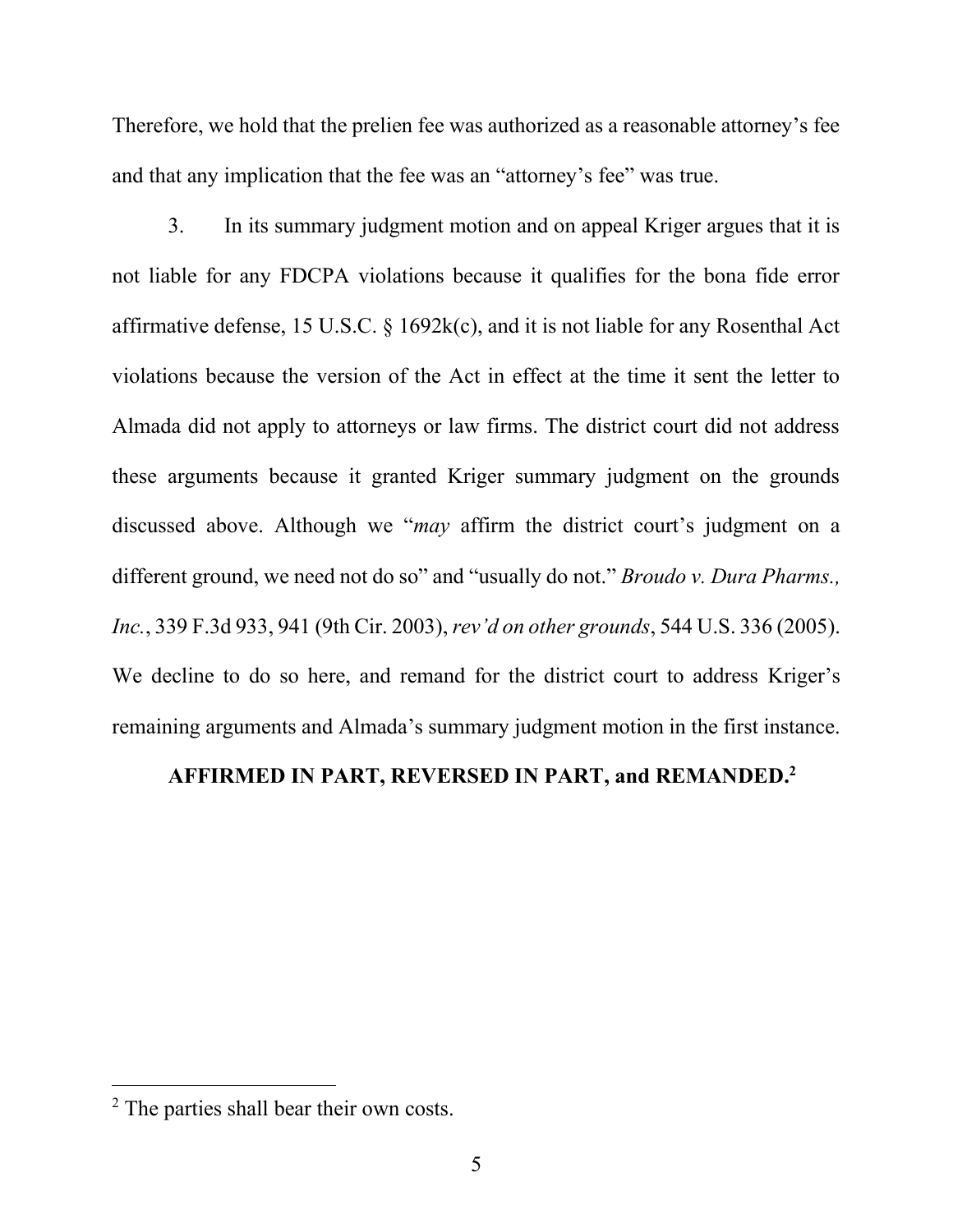Therefore, we hold that the prelien fee was authorized as a reasonable attorney's fee and that any implication that the fee was an "attorney's fee" was true.

3. In its summary judgment motion and on appeal Kriger argues that it is not liable for any FDCPA violations because it qualifies for the bona fide error affirmative defense, 15 U.S.C. § 1692k(c), and it is not liable for any Rosenthal Act violations because the version of the Act in effect at the time it sent the letter to Almada did not apply to attorneys or law firms. The district court did not address these arguments because it granted Kriger summary judgment on the grounds discussed above. Although we "*may* affirm the district court's judgment on a different ground, we need not do so" and "usually do not." *Broudo v. Dura Pharms., Inc.*, 339 F.3d 933, 941 (9th Cir. 2003), *rev'd on other grounds*, 544 U.S. 336 (2005). We decline to do so here, and remand for the district court to address Kriger's remaining arguments and Almada's summary judgment motion in the first instance.

**AFFIRMED IN PART, REVERSED IN PART, and REMANDED.**[2]

[2] The parties shall bear their own costs.